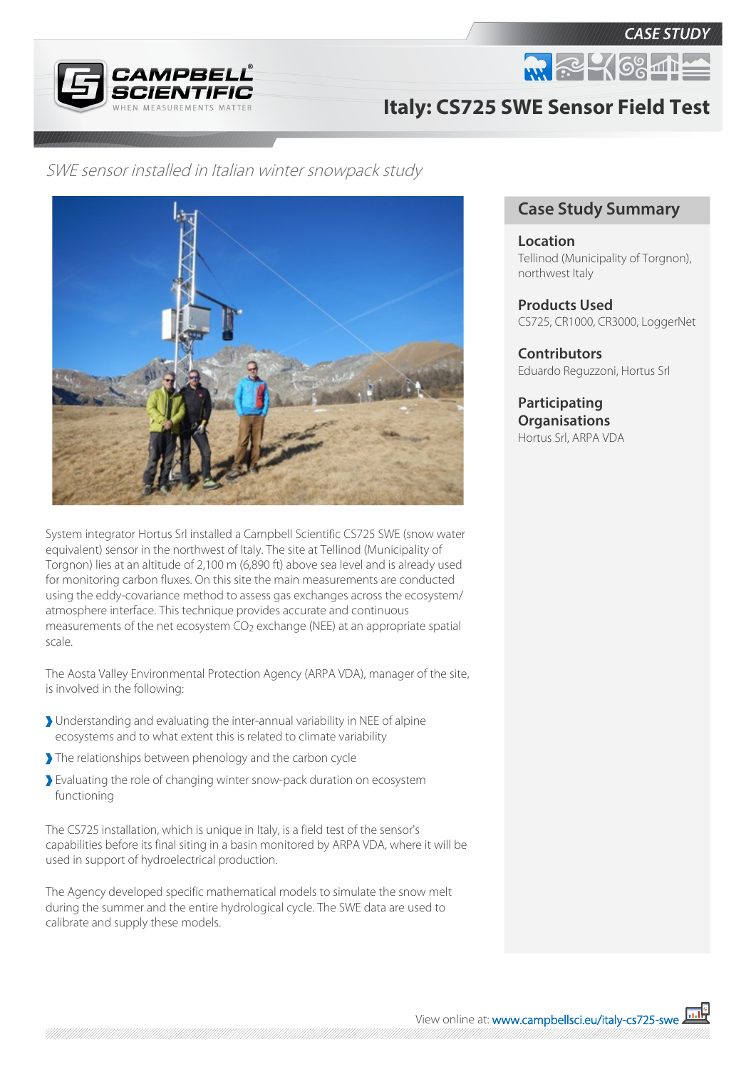CASE STUDY

# Italy: CS725 SWE Sensor Field Test

*SWE sensor installed in Italian winter snowpack study*

System integrator Hortus Srl installed a Campbell Scientific CS725 SWE (snow water equivalent) sensor in the northwest of Italy. The site at Tellinod (Municipality of Torgnon) lies at an altitude of 2,100 m (6,890 ft) above sea level and is already used for monitoring carbon fluxes. On this site the main measurements are conducted using the eddy-covariance method to assess gas exchanges across the ecosystem/atmosphere interface. This technique provides accurate and continuous measurements of the net ecosystem $CO_2$ exchange (NEE) at an appropriate spatial scale.

The Aosta Valley Environmental Protection Agency (ARPA VDA), manager of the site, is involved in the following:

- Understanding and evaluating the inter-annual variability in NEE of alpine ecosystems and to what extent this is related to climate variability
- The relationships between phenology and the carbon cycle
- Evaluating the role of changing winter snow-pack duration on ecosystem functioning

The CS725 installation, which is unique in Italy, is a field test of the sensor's capabilities before its final siting in a basin monitored by ARPA VDA, where it will be used in support of hydroelectrical production.

The Agency developed specific mathematical models to simulate the snow melt during the summer and the entire hydrological cycle. The SWE data are used to calibrate and supply these models.

## Case Study Summary

### Location
Tellinod (Municipality of Torgnon), northwest Italy

### Products Used
CS725, CR1000, CR3000, LoggerNet

### Contributors
Eduardo Reguzzoni, Hortus Srl

### Participating Organisations
Hortus Srl, ARPA VDA

View online at: www.campbellsci.eu/italy-cs725-swe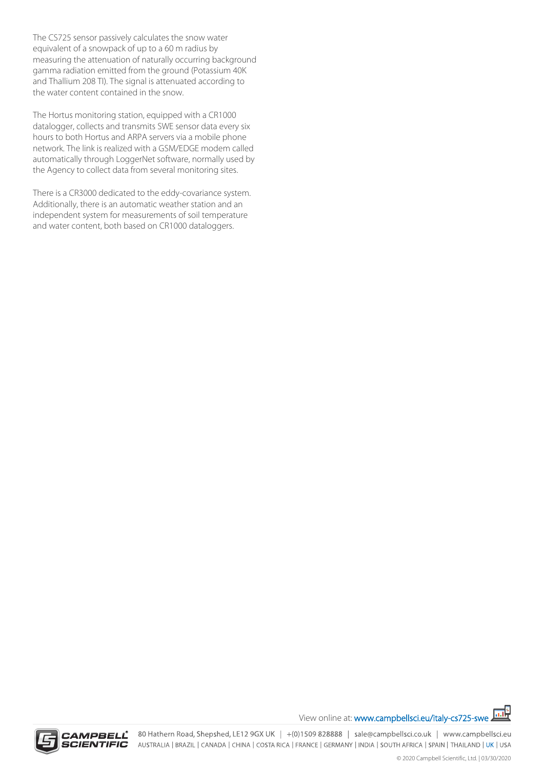The CS725 sensor passively calculates the snow water equivalent of a snowpack of up to a 60 m radius by measuring the attenuation of naturally occurring background gamma radiation emitted from the ground (Potassium 40K and Thallium 208 Tl). The signal is attenuated according to the water content contained in the snow.

The Hortus monitoring station, equipped with a CR1000 datalogger, collects and transmits SWE sensor data every six hours to both Hortus and ARPA servers via a mobile phone network. The link is realized with a GSM/EDGE modem called automatically through LoggerNet software, normally used by the Agency to collect data from several monitoring sites.

There is a CR3000 dedicated to the eddy-covariance system. Additionally, there is an automatic weather station and an independent system for measurements of soil temperature and water content, both based on CR1000 dataloggers.

View online at: www.campbellsci.eu/italy-cs725-swe

80 Hathern Road, Shepshed, LE12 9GX UK | +(0)1509 828888 | sale@campbellsci.co.uk | www.campbellsci.eu

AUSTRALIA | BRAZIL | CANADA | CHINA | COSTA RICA | FRANCE | GERMANY | INDIA | SOUTH AFRICA | SPAIN | THAILAND | UK | USA

© 2020 Campbell Scientific, Ltd. | 03/30/2020